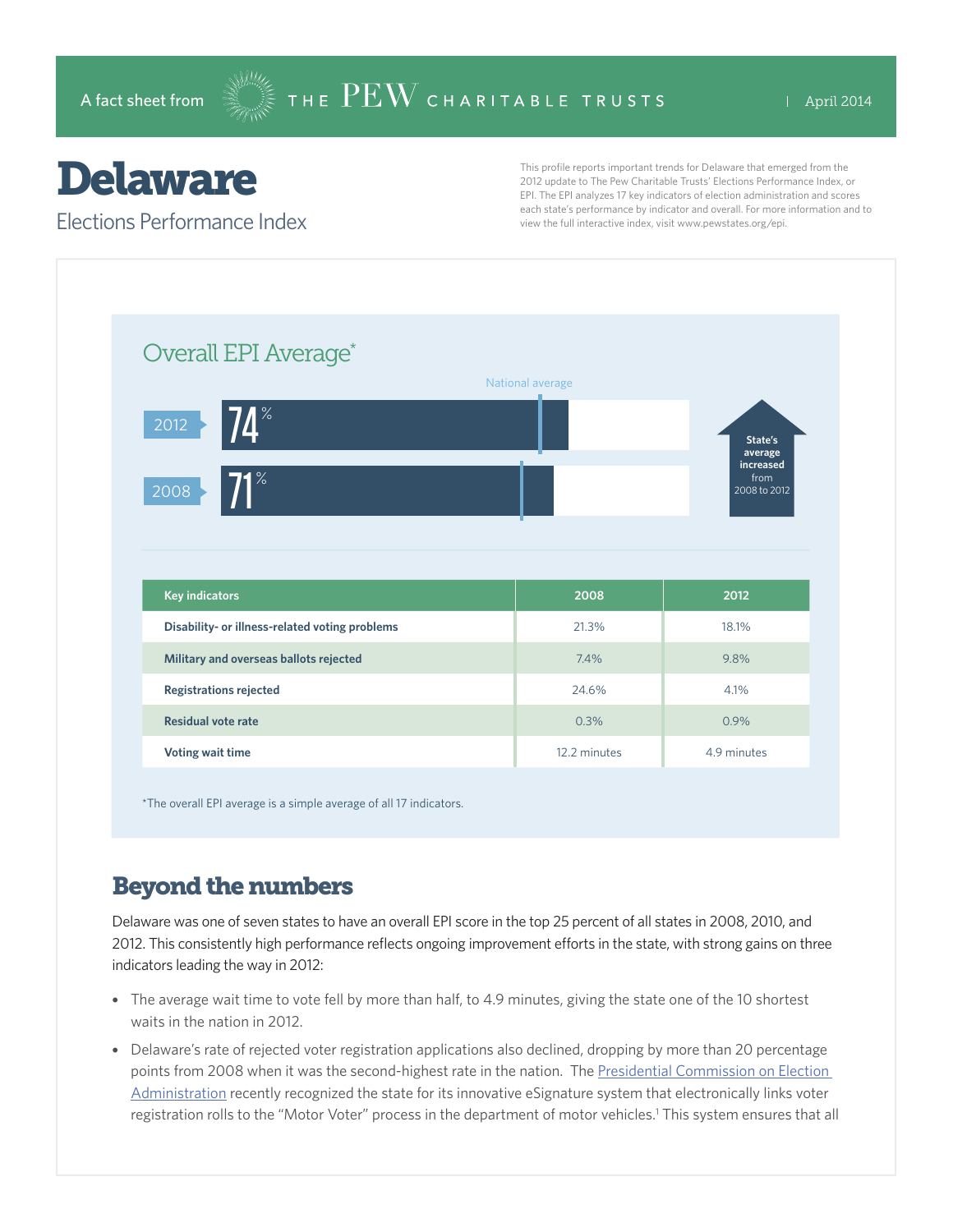A fact sheet from THE PEW CHARITABLE TRUSTS | April 2014

# Delaware

## Elections Performance Index

This profile reports important trends for Delaware that emerged from the 2012 update to The Pew Charitable Trusts' Elections Performance Index, or EPI. The EPI analyzes 17 key indicators of election administration and scores each state's performance by indicator and overall. For more information and to view the full interactive index, visit www.pewstates.org/epi.

### Overall EPI Average*

National average

2012: 74%

2008: 71%

State's average increased from 2008 to 2012

| Key indicators | 2008 | 2012 |
|---|---|---|
| Disability- or illness-related voting problems | 21.3% | 18.1% |
| Military and overseas ballots rejected | 7.4% | 9.8% |
| Registrations rejected | 24.6% | 4.1% |
| Residual vote rate | 0.3% | 0.9% |
| Voting wait time | 12.2 minutes | 4.9 minutes |

*The overall EPI average is a simple average of all 17 indicators.

## Beyond the numbers

Delaware was one of seven states to have an overall EPI score in the top 25 percent of all states in 2008, 2010, and 2012. This consistently high performance reflects ongoing improvement efforts in the state, with strong gains on three indicators leading the way in 2012:

- The average wait time to vote fell by more than half, to 4.9 minutes, giving the state one of the 10 shortest waits in the nation in 2012.
- Delaware's rate of rejected voter registration applications also declined, dropping by more than 20 percentage points from 2008 when it was the second-highest rate in the nation. The Presidential Commission on Election Administration recently recognized the state for its innovative eSignature system that electronically links voter registration rolls to the "Motor Voter" process in the department of motor vehicles.[1] This system ensures that all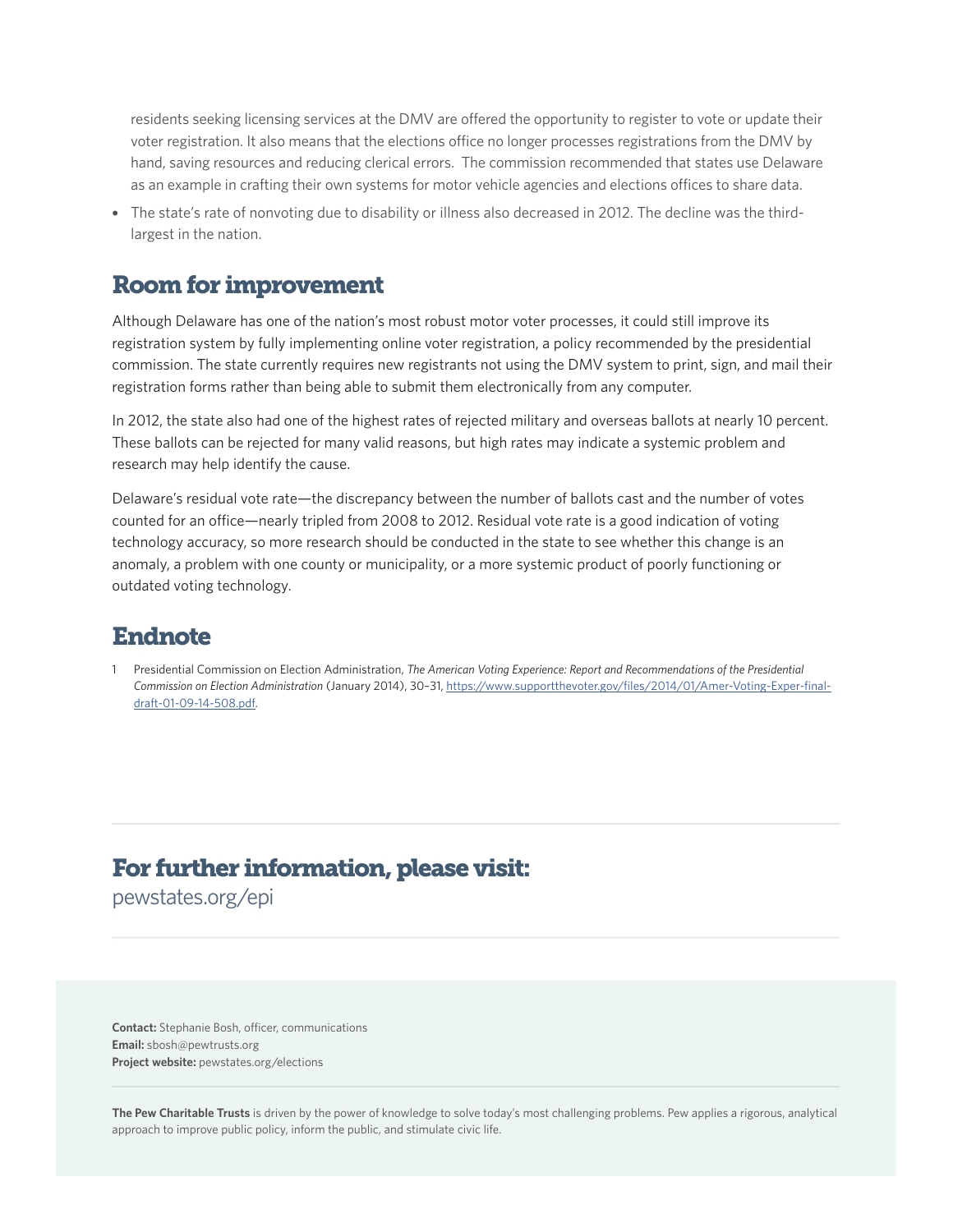residents seeking licensing services at the DMV are offered the opportunity to register to vote or update their voter registration. It also means that the elections office no longer processes registrations from the DMV by hand, saving resources and reducing clerical errors. The commission recommended that states use Delaware as an example in crafting their own systems for motor vehicle agencies and elections offices to share data.

- The state's rate of nonvoting due to disability or illness also decreased in 2012. The decline was the third-largest in the nation.

## Room for improvement

Although Delaware has one of the nation's most robust motor voter processes, it could still improve its registration system by fully implementing online voter registration, a policy recommended by the presidential commission. The state currently requires new registrants not using the DMV system to print, sign, and mail their registration forms rather than being able to submit them electronically from any computer.

In 2012, the state also had one of the highest rates of rejected military and overseas ballots at nearly 10 percent. These ballots can be rejected for many valid reasons, but high rates may indicate a systemic problem and research may help identify the cause.

Delaware's residual vote rate—the discrepancy between the number of ballots cast and the number of votes counted for an office—nearly tripled from 2008 to 2012. Residual vote rate is a good indication of voting technology accuracy, so more research should be conducted in the state to see whether this change is an anomaly, a problem with one county or municipality, or a more systemic product of poorly functioning or outdated voting technology.

## Endnote

1 Presidential Commission on Election Administration, *The American Voting Experience: Report and Recommendations of the Presidential Commission on Election Administration* (January 2014), 30–31, https://www.supportthevoter.gov/files/2014/01/Amer-Voting-Exper-final-draft-01-09-14-508.pdf.

## For further information, please visit:

pewstates.org/epi

**Contact:** Stephanie Bosh, officer, communications
**Email:** sbosh@pewtrusts.org
**Project website:** pewstates.org/elections

**The Pew Charitable Trusts** is driven by the power of knowledge to solve today's most challenging problems. Pew applies a rigorous, analytical approach to improve public policy, inform the public, and stimulate civic life.